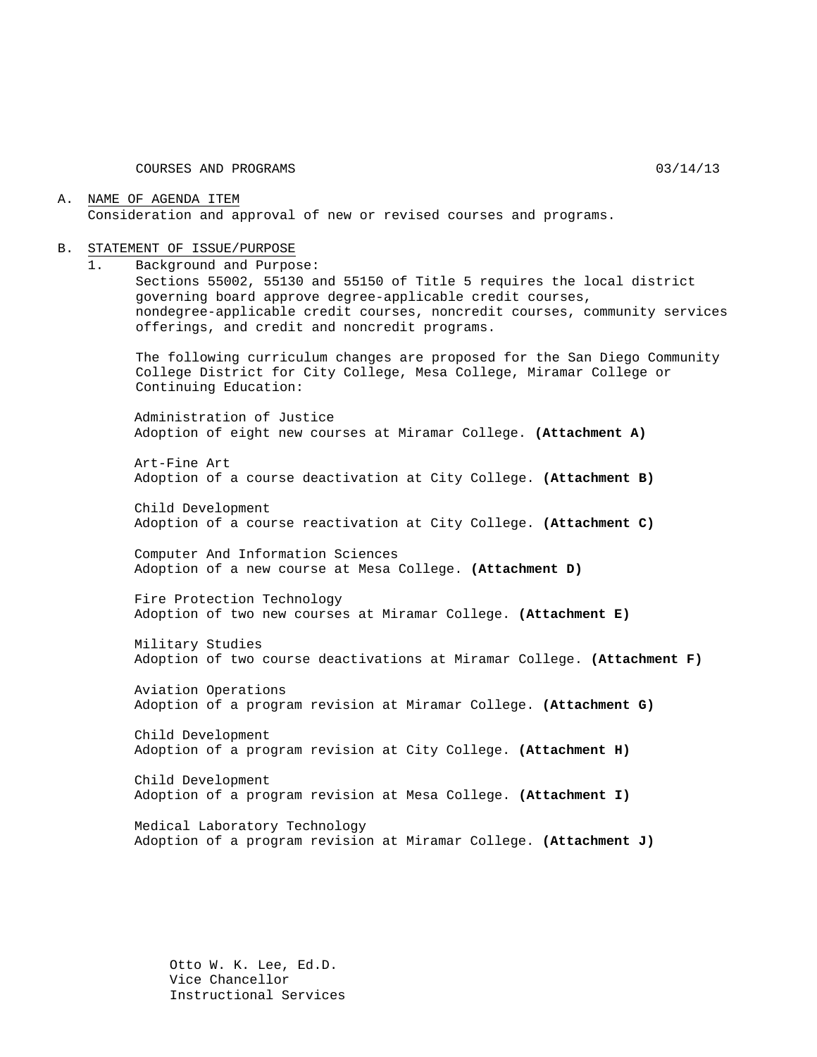COURSES AND PROGRAMS 03/14/13

A. NAME OF AGENDA ITEM

Consideration and approval of new or revised courses and programs.

B. STATEMENT OF ISSUE/PURPOSE

1. Background and Purpose:

Sections 55002, 55130 and 55150 of Title 5 requires the local district governing board approve degree-applicable credit courses, nondegree-applicable credit courses, noncredit courses, community services offerings, and credit and noncredit programs.

The following curriculum changes are proposed for the San Diego Community College District for City College, Mesa College, Miramar College or Continuing Education:

Administration of Justice
Adoption of eight new courses at Miramar College. **(Attachment A)**

Art-Fine Art
Adoption of a course deactivation at City College. **(Attachment B)**

Child Development
Adoption of a course reactivation at City College. **(Attachment C)**

Computer And Information Sciences
Adoption of a new course at Mesa College. **(Attachment D)**

Fire Protection Technology
Adoption of two new courses at Miramar College. **(Attachment E)**

Military Studies
Adoption of two course deactivations at Miramar College. **(Attachment F)**

Aviation Operations
Adoption of a program revision at Miramar College. **(Attachment G)**

Child Development
Adoption of a program revision at City College. **(Attachment H)**

Child Development
Adoption of a program revision at Mesa College. **(Attachment I)**

Medical Laboratory Technology
Adoption of a program revision at Miramar College. **(Attachment J)**

Otto W. K. Lee, Ed.D.
Vice Chancellor
Instructional Services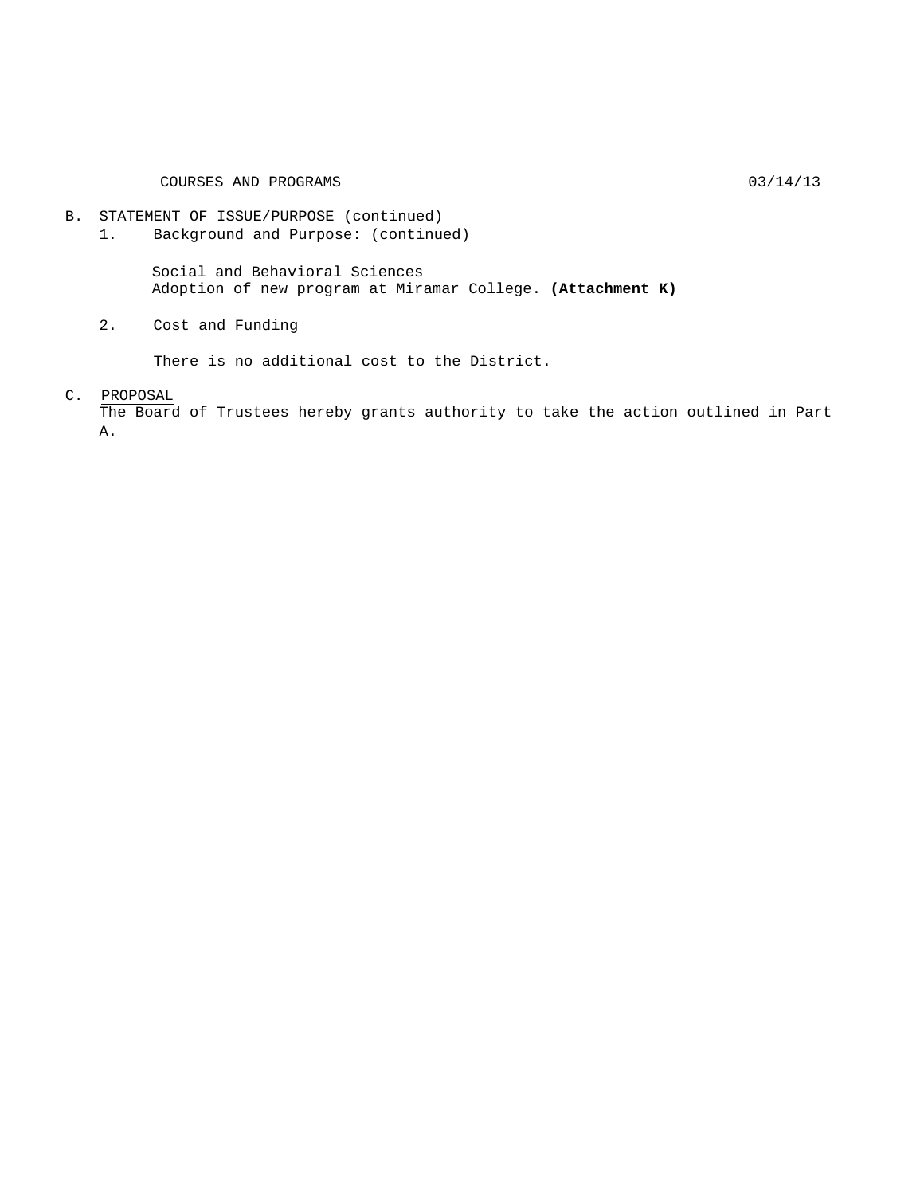B. STATEMENT OF ISSUE/PURPOSE (continued)

1. Background and Purpose: (continued)

   Social and Behavioral Sciences
   Adoption of new program at Miramar College. **(Attachment K)**

2. Cost and Funding

   There is no additional cost to the District.

C. PROPOSAL

The Board of Trustees hereby grants authority to take the action outlined in Part A.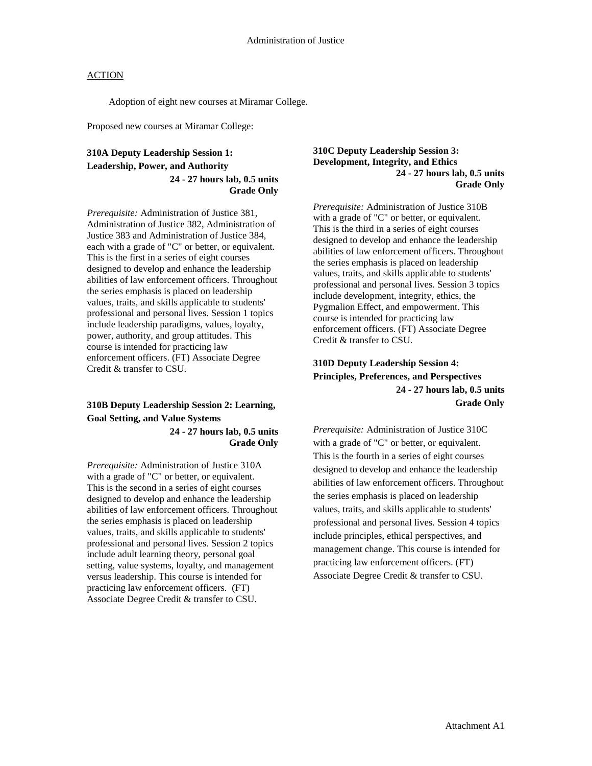Administration of Justice

ACTION

Adoption of eight new courses at Miramar College.

Proposed new courses at Miramar College:

**310A Deputy Leadership Session 1: Leadership, Power, and Authority**
**24 - 27 hours lab, 0.5 units**
**Grade Only**

*Prerequisite:* Administration of Justice 381, Administration of Justice 382, Administration of Justice 383 and Administration of Justice 384, each with a grade of "C" or better, or equivalent. This is the first in a series of eight courses designed to develop and enhance the leadership abilities of law enforcement officers. Throughout the series emphasis is placed on leadership values, traits, and skills applicable to students' professional and personal lives. Session 1 topics include leadership paradigms, values, loyalty, power, authority, and group attitudes. This course is intended for practicing law enforcement officers. (FT) Associate Degree Credit & transfer to CSU.

**310B Deputy Leadership Session 2: Learning, Goal Setting, and Value Systems**
**24 - 27 hours lab, 0.5 units**
**Grade Only**

*Prerequisite:* Administration of Justice 310A with a grade of "C" or better, or equivalent. This is the second in a series of eight courses designed to develop and enhance the leadership abilities of law enforcement officers. Throughout the series emphasis is placed on leadership values, traits, and skills applicable to students' professional and personal lives. Session 2 topics include adult learning theory, personal goal setting, value systems, loyalty, and management versus leadership. This course is intended for practicing law enforcement officers. (FT) Associate Degree Credit & transfer to CSU.

**310C Deputy Leadership Session 3: Development, Integrity, and Ethics**
**24 - 27 hours lab, 0.5 units**
**Grade Only**

*Prerequisite:* Administration of Justice 310B with a grade of "C" or better, or equivalent. This is the third in a series of eight courses designed to develop and enhance the leadership abilities of law enforcement officers. Throughout the series emphasis is placed on leadership values, traits, and skills applicable to students' professional and personal lives. Session 3 topics include development, integrity, ethics, the Pygmalion Effect, and empowerment. This course is intended for practicing law enforcement officers. (FT) Associate Degree Credit & transfer to CSU.

**310D Deputy Leadership Session 4: Principles, Preferences, and Perspectives**
**24 - 27 hours lab, 0.5 units**
**Grade Only**

*Prerequisite:* Administration of Justice 310C with a grade of "C" or better, or equivalent. This is the fourth in a series of eight courses designed to develop and enhance the leadership abilities of law enforcement officers. Throughout the series emphasis is placed on leadership values, traits, and skills applicable to students' professional and personal lives. Session 4 topics include principles, ethical perspectives, and management change. This course is intended for practicing law enforcement officers. (FT) Associate Degree Credit & transfer to CSU.

Attachment A1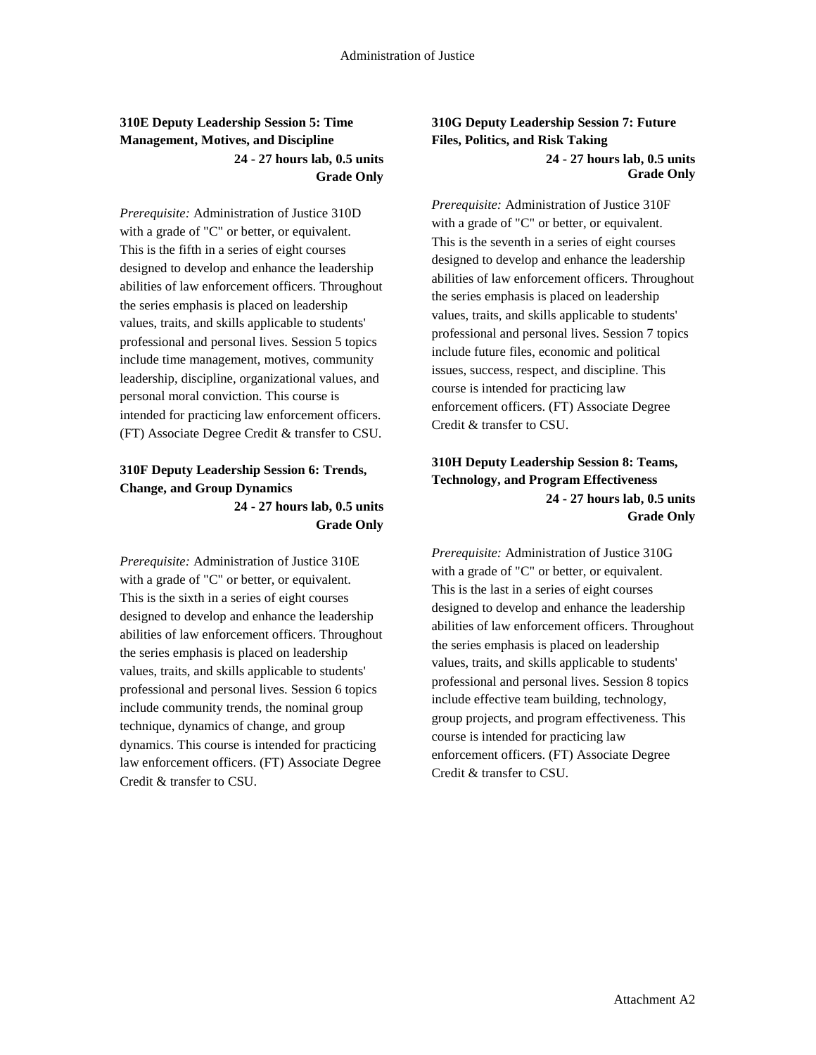### 310E Deputy Leadership Session 5: Time Management, Motives, and Discipline

**24 - 27 hours lab, 0.5 units**
**Grade Only**

*Prerequisite:* Administration of Justice 310D with a grade of "C" or better, or equivalent. This is the fifth in a series of eight courses designed to develop and enhance the leadership abilities of law enforcement officers. Throughout the series emphasis is placed on leadership values, traits, and skills applicable to students' professional and personal lives. Session 5 topics include time management, motives, community leadership, discipline, organizational values, and personal moral conviction. This course is intended for practicing law enforcement officers. (FT) Associate Degree Credit & transfer to CSU.

### 310F Deputy Leadership Session 6: Trends, Change, and Group Dynamics

**24 - 27 hours lab, 0.5 units**
**Grade Only**

*Prerequisite:* Administration of Justice 310E with a grade of "C" or better, or equivalent. This is the sixth in a series of eight courses designed to develop and enhance the leadership abilities of law enforcement officers. Throughout the series emphasis is placed on leadership values, traits, and skills applicable to students' professional and personal lives. Session 6 topics include community trends, the nominal group technique, dynamics of change, and group dynamics. This course is intended for practicing law enforcement officers. (FT) Associate Degree Credit & transfer to CSU.

### 310G Deputy Leadership Session 7: Future Files, Politics, and Risk Taking

**24 - 27 hours lab, 0.5 units**
**Grade Only**

*Prerequisite:* Administration of Justice 310F with a grade of "C" or better, or equivalent. This is the seventh in a series of eight courses designed to develop and enhance the leadership abilities of law enforcement officers. Throughout the series emphasis is placed on leadership values, traits, and skills applicable to students' professional and personal lives. Session 7 topics include future files, economic and political issues, success, respect, and discipline. This course is intended for practicing law enforcement officers. (FT) Associate Degree Credit & transfer to CSU.

### 310H Deputy Leadership Session 8: Teams, Technology, and Program Effectiveness

**24 - 27 hours lab, 0.5 units**
**Grade Only**

*Prerequisite:* Administration of Justice 310G with a grade of "C" or better, or equivalent. This is the last in a series of eight courses designed to develop and enhance the leadership abilities of law enforcement officers. Throughout the series emphasis is placed on leadership values, traits, and skills applicable to students' professional and personal lives. Session 8 topics include effective team building, technology, group projects, and program effectiveness. This course is intended for practicing law enforcement officers. (FT) Associate Degree Credit & transfer to CSU.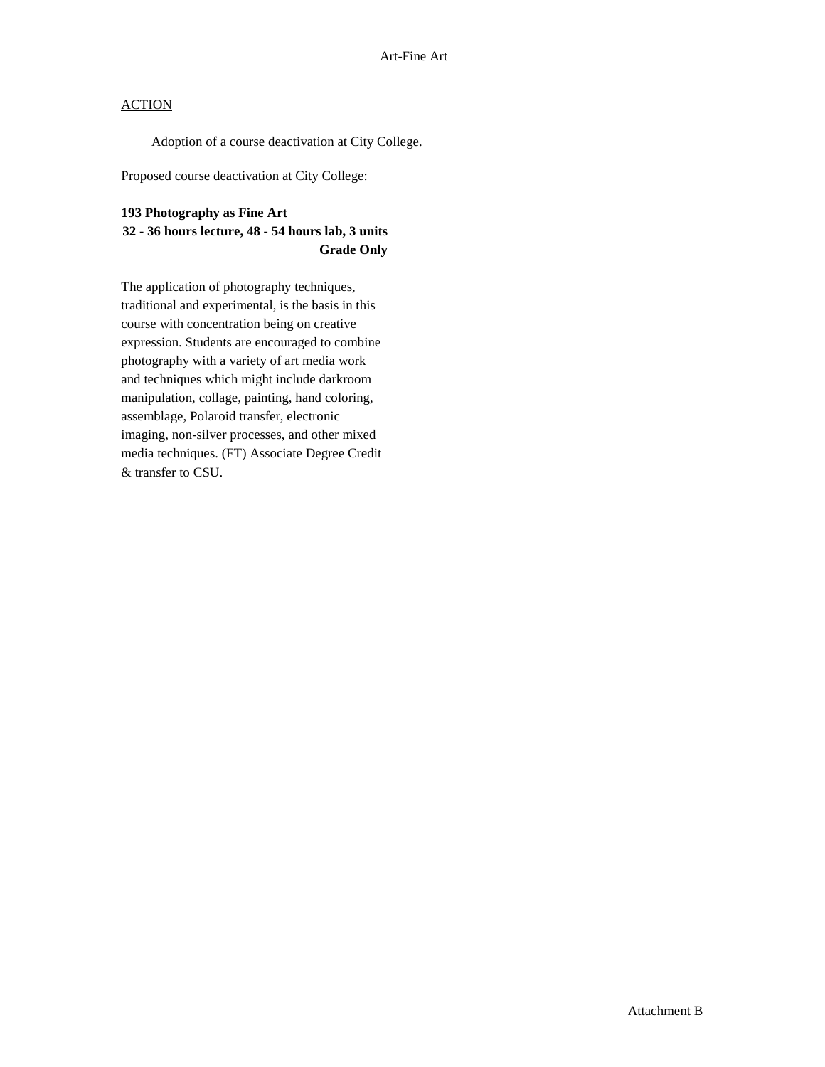## Art-Fine Art

ACTION

Adoption of a course deactivation at City College.

Proposed course deactivation at City College:

**193 Photography as Fine Art**
**32 - 36 hours lecture, 48 - 54 hours lab, 3 units**
**Grade Only**

The application of photography techniques, traditional and experimental, is the basis in this course with concentration being on creative expression. Students are encouraged to combine photography with a variety of art media work and techniques which might include darkroom manipulation, collage, painting, hand coloring, assemblage, Polaroid transfer, electronic imaging, non-silver processes, and other mixed media techniques. (FT) Associate Degree Credit & transfer to CSU.

Attachment B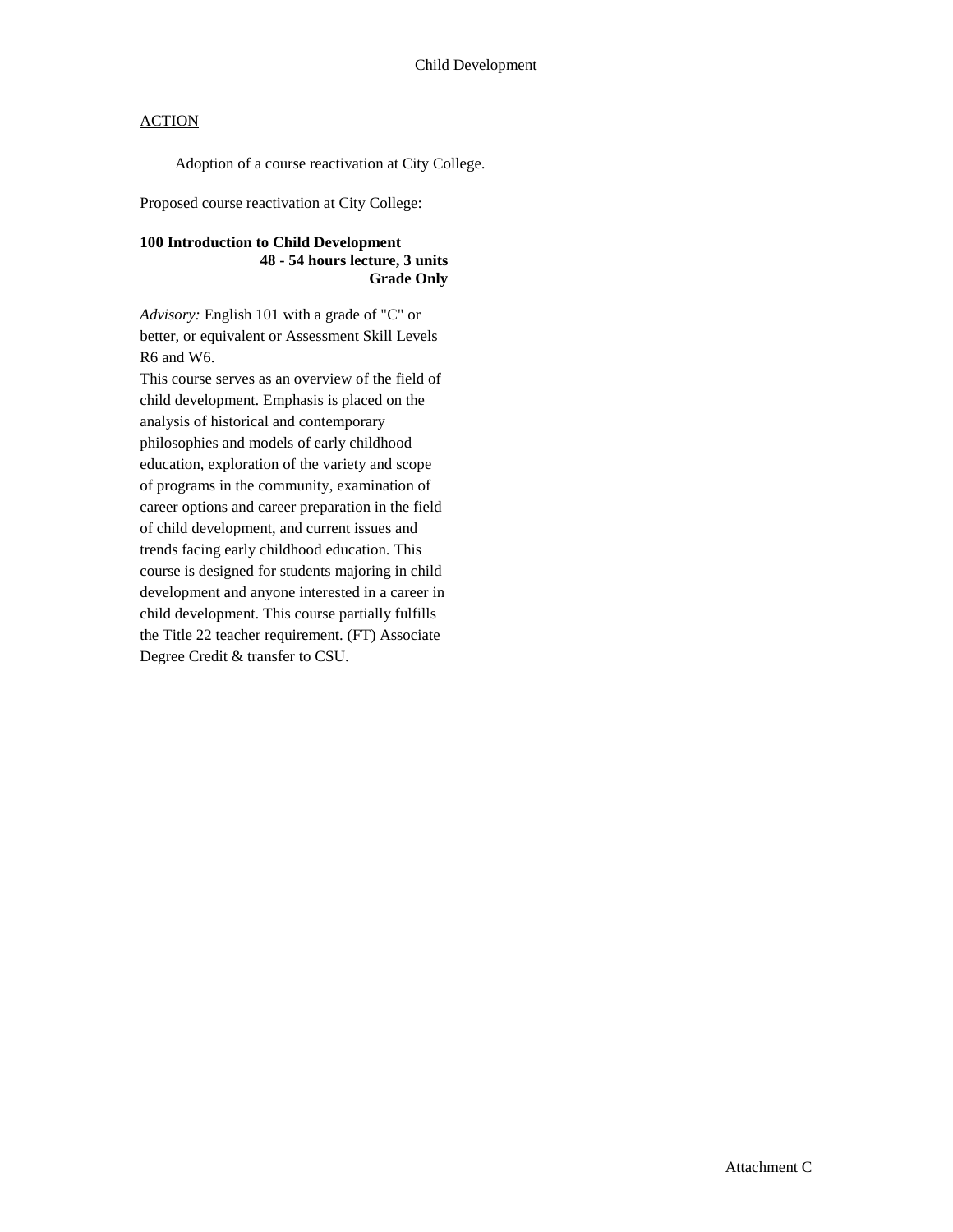# Child Development

ACTION

Adoption of a course reactivation at City College.

Proposed course reactivation at City College:

**100 Introduction to Child Development**
**48 - 54 hours lecture, 3 units**
**Grade Only**

*Advisory:* English 101 with a grade of "C" or better, or equivalent or Assessment Skill Levels R6 and W6.

This course serves as an overview of the field of child development. Emphasis is placed on the analysis of historical and contemporary philosophies and models of early childhood education, exploration of the variety and scope of programs in the community, examination of career options and career preparation in the field of child development, and current issues and trends facing early childhood education. This course is designed for students majoring in child development and anyone interested in a career in child development. This course partially fulfills the Title 22 teacher requirement. (FT) Associate Degree Credit & transfer to CSU.

Attachment C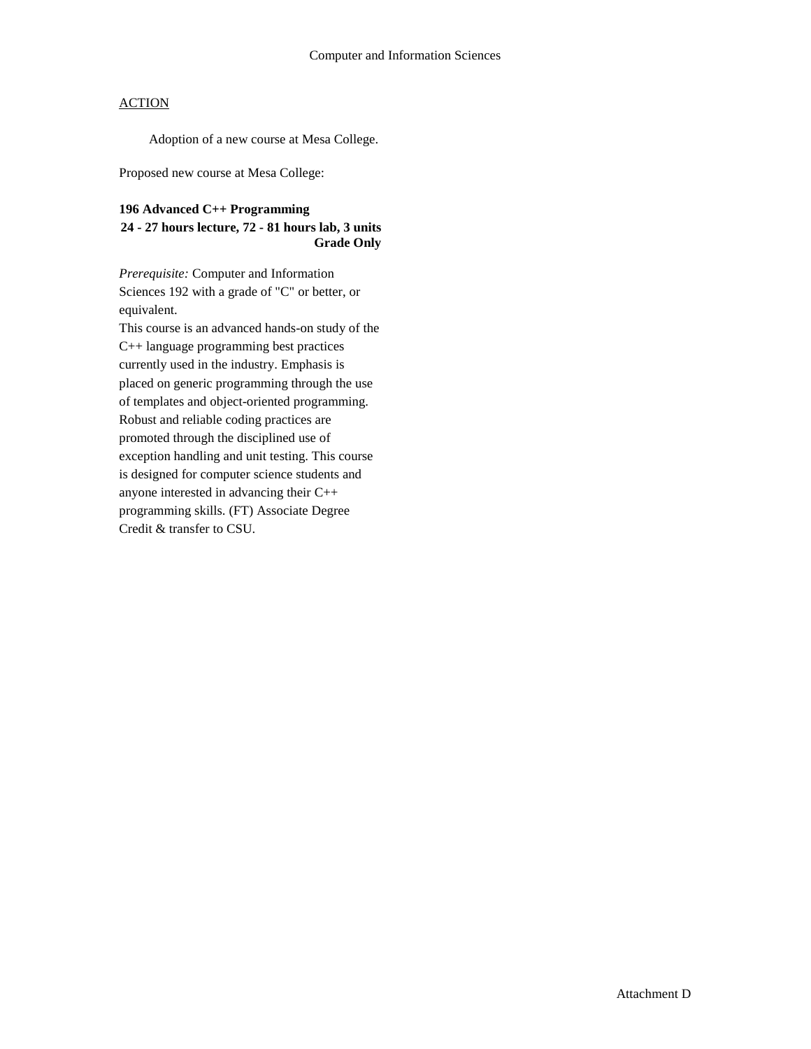Computer and Information Sciences

ACTION

Adoption of a new course at Mesa College.

Proposed new course at Mesa College:

**196 Advanced C++ Programming**
**24 - 27 hours lecture, 72 - 81 hours lab, 3 units**
**Grade Only**

*Prerequisite:* Computer and Information Sciences 192 with a grade of "C" or better, or equivalent.
This course is an advanced hands-on study of the C++ language programming best practices currently used in the industry. Emphasis is placed on generic programming through the use of templates and object-oriented programming. Robust and reliable coding practices are promoted through the disciplined use of exception handling and unit testing. This course is designed for computer science students and anyone interested in advancing their C++ programming skills. (FT) Associate Degree Credit & transfer to CSU.

Attachment D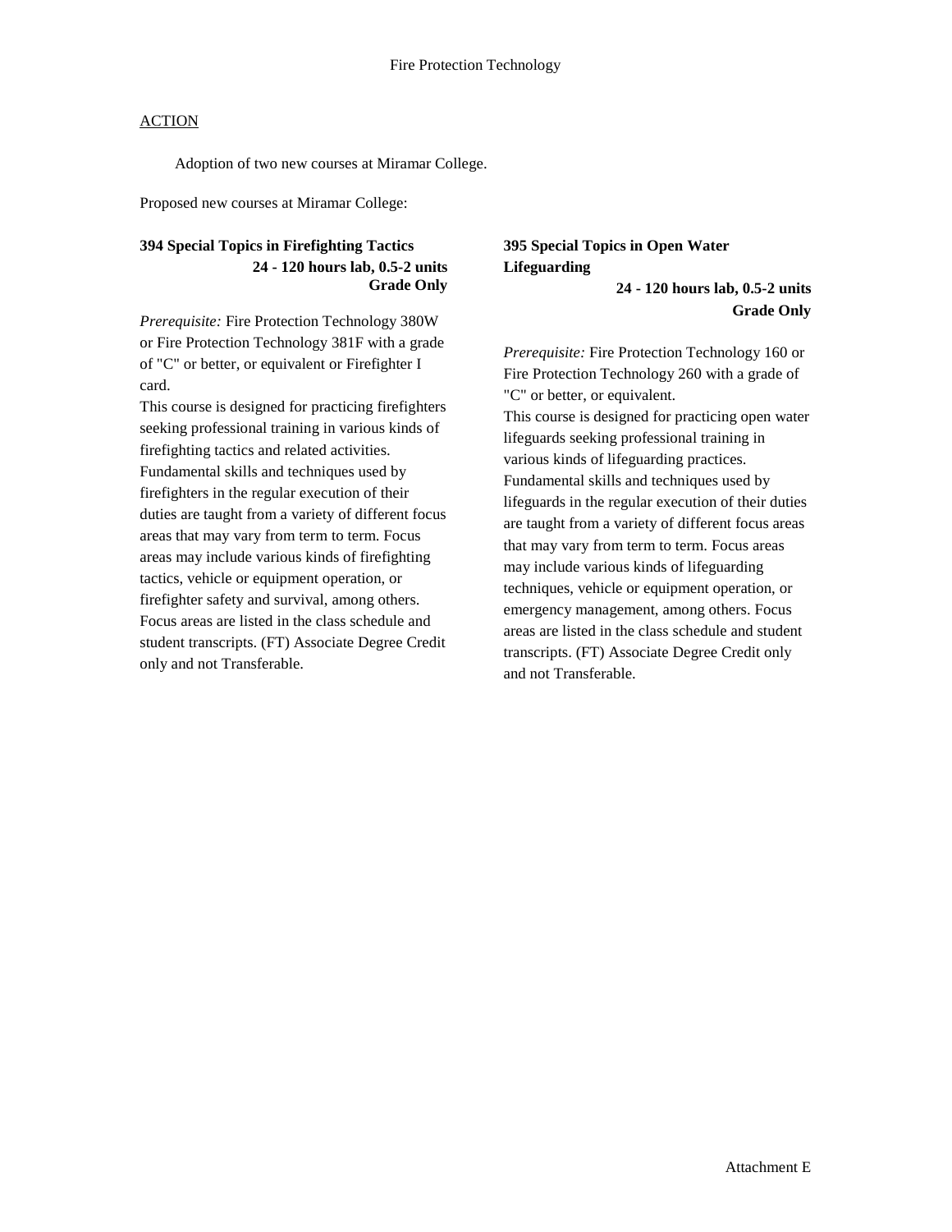# Fire Protection Technology

ACTION

Adoption of two new courses at Miramar College.

Proposed new courses at Miramar College:

**394 Special Topics in Firefighting Tactics**
**24 - 120 hours lab, 0.5-2 units**
**Grade Only**

*Prerequisite:* Fire Protection Technology 380W or Fire Protection Technology 381F with a grade of "C" or better, or equivalent or Firefighter I card.
This course is designed for practicing firefighters seeking professional training in various kinds of firefighting tactics and related activities. Fundamental skills and techniques used by firefighters in the regular execution of their duties are taught from a variety of different focus areas that may vary from term to term. Focus areas may include various kinds of firefighting tactics, vehicle or equipment operation, or firefighter safety and survival, among others. Focus areas are listed in the class schedule and student transcripts. (FT) Associate Degree Credit only and not Transferable.

**395 Special Topics in Open Water Lifeguarding**
**24 - 120 hours lab, 0.5-2 units**
**Grade Only**

*Prerequisite:* Fire Protection Technology 160 or Fire Protection Technology 260 with a grade of "C" or better, or equivalent.
This course is designed for practicing open water lifeguards seeking professional training in various kinds of lifeguarding practices. Fundamental skills and techniques used by lifeguards in the regular execution of their duties are taught from a variety of different focus areas that may vary from term to term. Focus areas may include various kinds of lifeguarding techniques, vehicle or equipment operation, or emergency management, among others. Focus areas are listed in the class schedule and student transcripts. (FT) Associate Degree Credit only and not Transferable.

Attachment E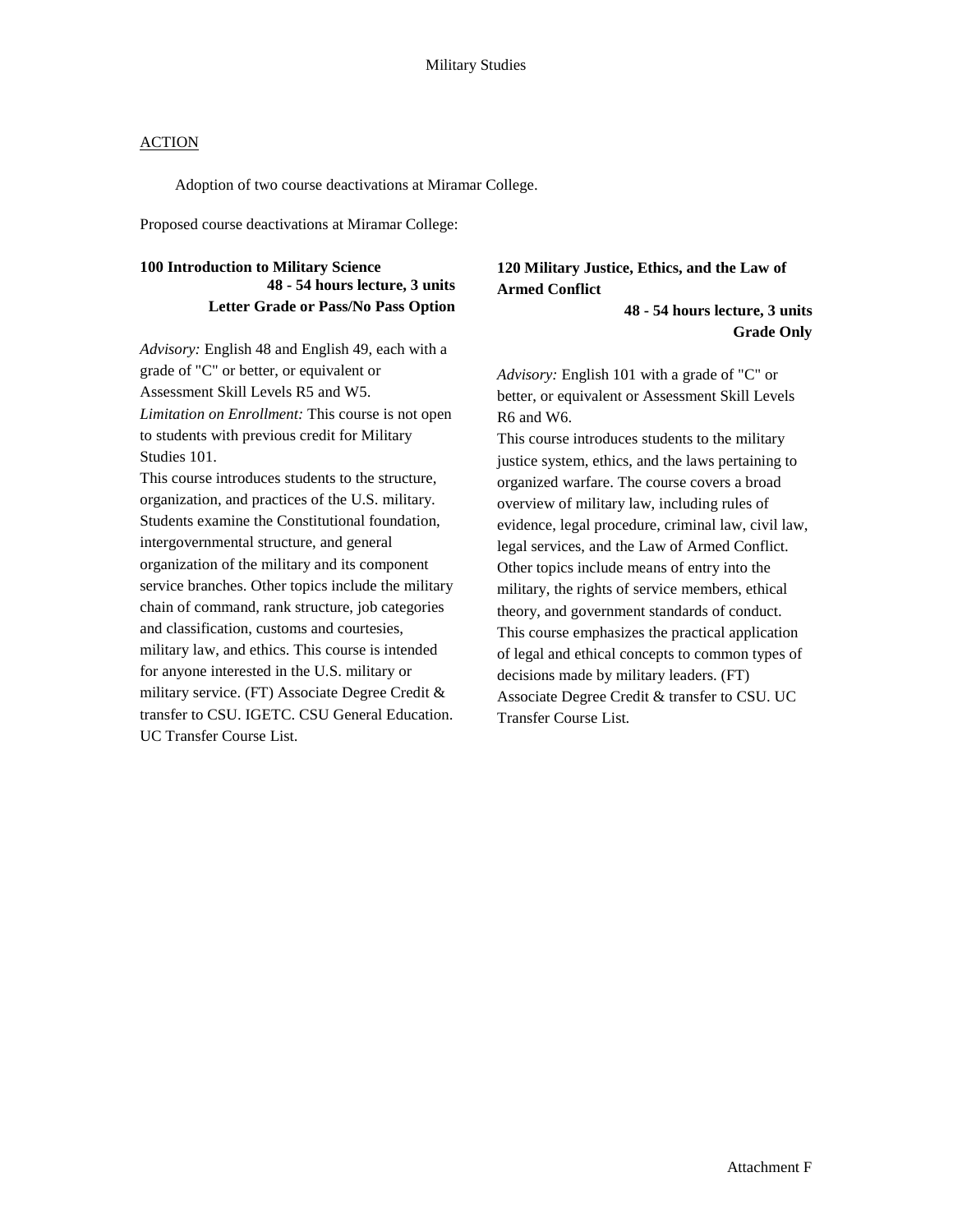# Military Studies

ACTION

Adoption of two course deactivations at Miramar College.

Proposed course deactivations at Miramar College:

**100 Introduction to Military Science**
**48 - 54 hours lecture, 3 units**
**Letter Grade or Pass/No Pass Option**

*Advisory:* English 48 and English 49, each with a grade of "C" or better, or equivalent or Assessment Skill Levels R5 and W5.
*Limitation on Enrollment:* This course is not open to students with previous credit for Military Studies 101.
This course introduces students to the structure, organization, and practices of the U.S. military. Students examine the Constitutional foundation, intergovernmental structure, and general organization of the military and its component service branches. Other topics include the military chain of command, rank structure, job categories and classification, customs and courtesies, military law, and ethics. This course is intended for anyone interested in the U.S. military or military service. (FT) Associate Degree Credit & transfer to CSU. IGETC. CSU General Education. UC Transfer Course List.

**120 Military Justice, Ethics, and the Law of Armed Conflict**
**48 - 54 hours lecture, 3 units**
**Grade Only**

*Advisory:* English 101 with a grade of "C" or better, or equivalent or Assessment Skill Levels R6 and W6.
This course introduces students to the military justice system, ethics, and the laws pertaining to organized warfare. The course covers a broad overview of military law, including rules of evidence, legal procedure, criminal law, civil law, legal services, and the Law of Armed Conflict. Other topics include means of entry into the military, the rights of service members, ethical theory, and government standards of conduct. This course emphasizes the practical application of legal and ethical concepts to common types of decisions made by military leaders. (FT) Associate Degree Credit & transfer to CSU. UC Transfer Course List.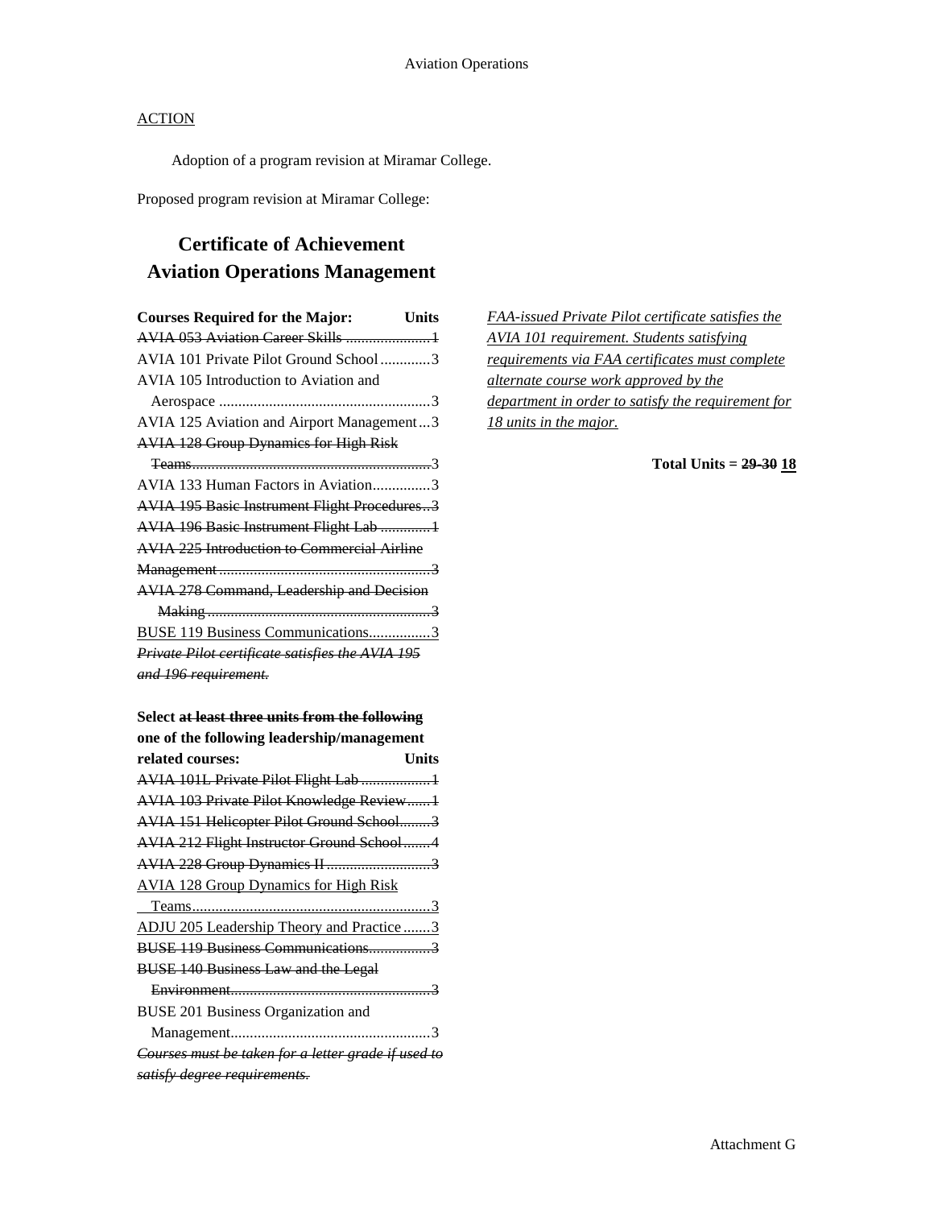# Aviation Operations

ACTION

Adoption of a program revision at Miramar College.

Proposed program revision at Miramar College:

## Certificate of Achievement
## Aviation Operations Management

| Courses Required for the Major: | Units |
|---|---|
| ~~AVIA 053 Aviation Career Skills~~ | ~~1~~ |
| AVIA 101 Private Pilot Ground School | 3 |
| AVIA 105 Introduction to Aviation and Aerospace | 3 |
| AVIA 125 Aviation and Airport Management | 3 |
| ~~AVIA 128 Group Dynamics for High Risk Teams~~ | ~~3~~ |
| AVIA 133 Human Factors in Aviation | 3 |
| ~~AVIA 195 Basic Instrument Flight Procedures~~ | ~~3~~ |
| ~~AVIA 196 Basic Instrument Flight Lab~~ | ~~1~~ |
| ~~AVIA 225 Introduction to Commercial Airline Management~~ | ~~3~~ |
| ~~AVIA 278 Command, Leadership and Decision Making~~ | ~~3~~ |
| BUSE 119 Business Communications | 3 |

~~*Private Pilot certificate satisfies the AVIA 195 and 196 requirement.*~~

| Select ~~at least three units from the following~~ one of the following leadership/management related courses: | Units |
|---|---|
| ~~AVIA 101L Private Pilot Flight Lab~~ | ~~1~~ |
| ~~AVIA 103 Private Pilot Knowledge Review~~ | ~~1~~ |
| ~~AVIA 151 Helicopter Pilot Ground School~~ | ~~3~~ |
| ~~AVIA 212 Flight Instructor Ground School~~ | ~~4~~ |
| ~~AVIA 228 Group Dynamics II~~ | ~~3~~ |
| AVIA 128 Group Dynamics for High Risk Teams | 3 |
| ADJU 205 Leadership Theory and Practice | 3 |
| ~~BUSE 119 Business Communications~~ | ~~3~~ |
| ~~BUSE 140 Business Law and the Legal Environment~~ | ~~3~~ |
| BUSE 201 Business Organization and Management | 3 |

~~*Courses must be taken for a letter grade if used to satisfy degree requirements.*~~

*FAA-issued Private Pilot certificate satisfies the AVIA 101 requirement. Students satisfying requirements via FAA certificates must complete alternate course work approved by the department in order to satisfy the requirement for 18 units in the major.*

**Total Units = ~~29-30~~ 18**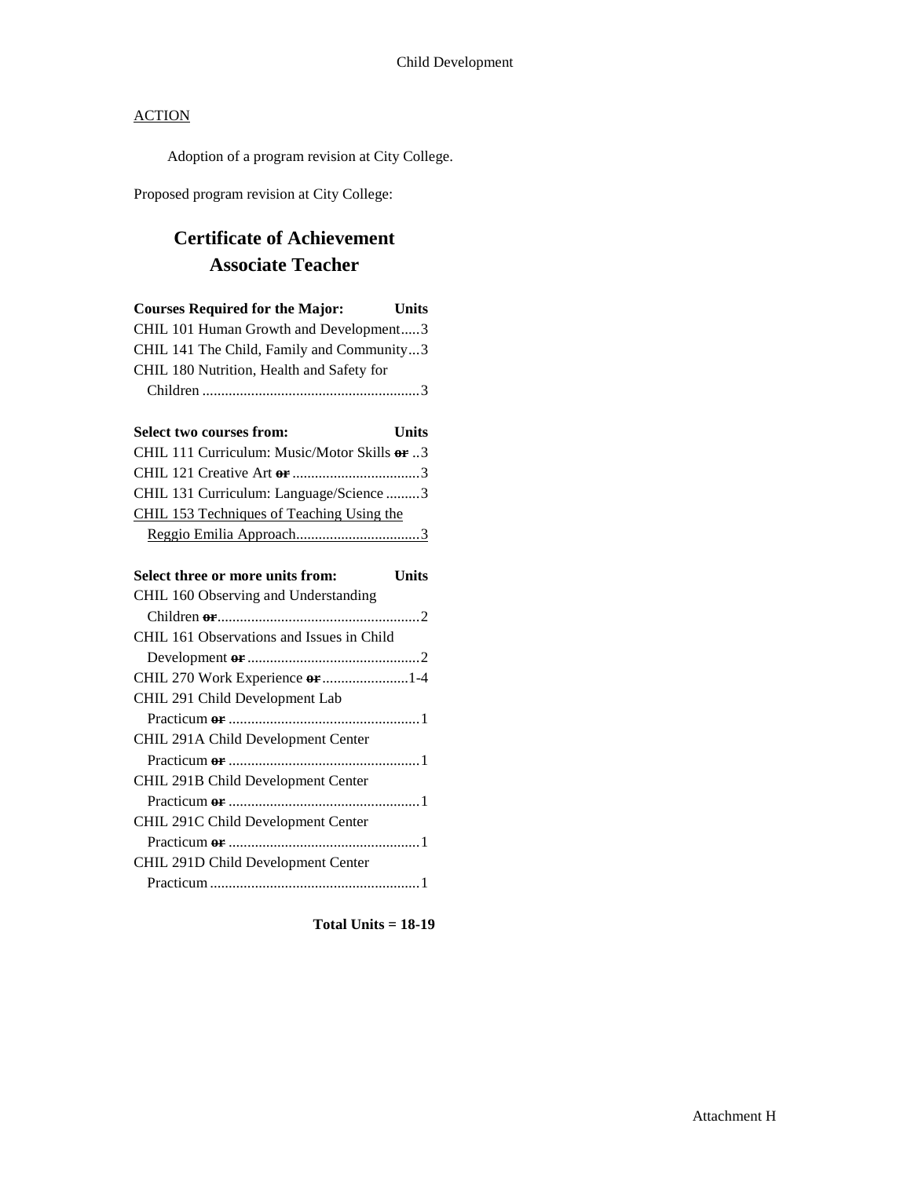## ACTION

Adoption of a program revision at City College.

Proposed program revision at City College:

# Certificate of Achievement
# Associate Teacher

| Courses Required for the Major: | Units |
|---|---|
| CHIL 101 Human Growth and Development | 3 |
| CHIL 141 The Child, Family and Community | 3 |
| CHIL 180 Nutrition, Health and Safety for Children | 3 |

| Select two courses from: | Units |
|---|---|
| CHIL 111 Curriculum: Music/Motor Skills ~~or~~ | 3 |
| CHIL 121 Creative Art ~~or~~ | 3 |
| CHIL 131 Curriculum: Language/Science | 3 |
| <u>CHIL 153 Techniques of Teaching Using the Reggio Emilia Approach</u> | <u>3</u> |

| Select three or more units from: | Units |
|---|---|
| CHIL 160 Observing and Understanding Children ~~or~~ | 2 |
| CHIL 161 Observations and Issues in Child Development ~~or~~ | 2 |
| CHIL 270 Work Experience ~~or~~ | 1-4 |
| CHIL 291 Child Development Lab Practicum ~~or~~ | 1 |
| CHIL 291A Child Development Center Practicum ~~or~~ | 1 |
| CHIL 291B Child Development Center Practicum ~~or~~ | 1 |
| CHIL 291C Child Development Center Practicum ~~or~~ | 1 |
| CHIL 291D Child Development Center Practicum | 1 |

**Total Units = 18-19**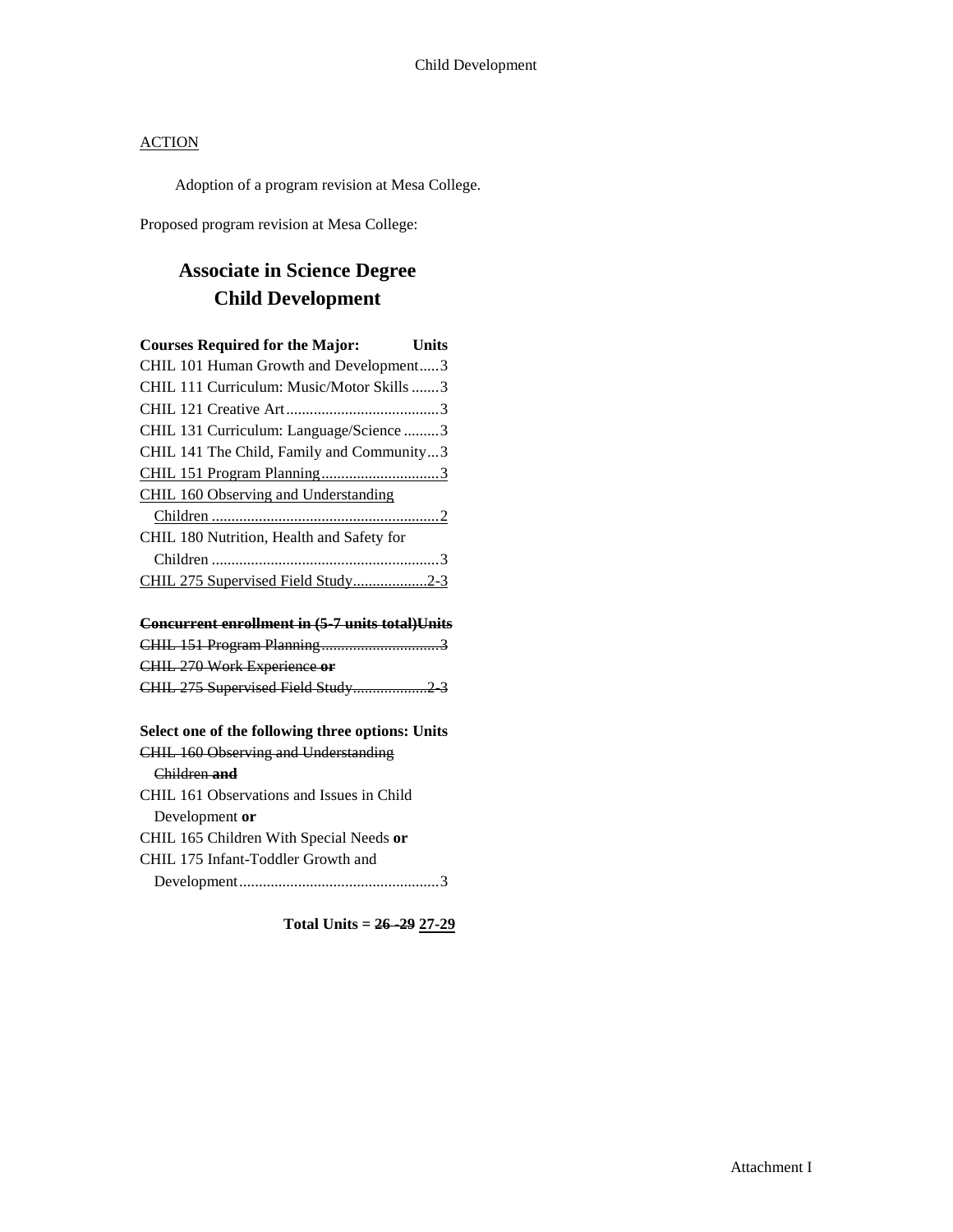ACTION

Adoption of a program revision at Mesa College.

Proposed program revision at Mesa College:

# Associate in Science Degree
# Child Development

| Courses Required for the Major: | Units |
|---|---|
| CHIL 101 Human Growth and Development | 3 |
| CHIL 111 Curriculum: Music/Motor Skills | 3 |
| CHIL 121 Creative Art | 3 |
| CHIL 131 Curriculum: Language/Science | 3 |
| CHIL 141 The Child, Family and Community | 3 |
| <u>CHIL 151 Program Planning</u> | <u>3</u> |
| <u>CHIL 160 Observing and Understanding Children</u> | <u>2</u> |
| CHIL 180 Nutrition, Health and Safety for Children | 3 |
| <u>CHIL 275 Supervised Field Study</u> | <u>2-3</u> |

| ~~**Concurrent enrollment in (5-7 units total)**~~ | ~~**Units**~~ |
|---|---|
| ~~CHIL 151 Program Planning~~ | ~~3~~ |
| ~~CHIL 270 Work Experience **or**~~ | |
| ~~CHIL 275 Supervised Field Study~~ | ~~2-3~~ |

| **Select one of the following three options:** | **Units** |
|---|---|
| ~~CHIL 160 Observing and Understanding Children **and**~~ | |
| CHIL 161 Observations and Issues in Child Development **or** | |
| CHIL 165 Children With Special Needs **or** | |
| CHIL 175 Infant-Toddler Growth and Development | 3 |

**Total Units = ~~26 -29~~ <u>27-29</u>**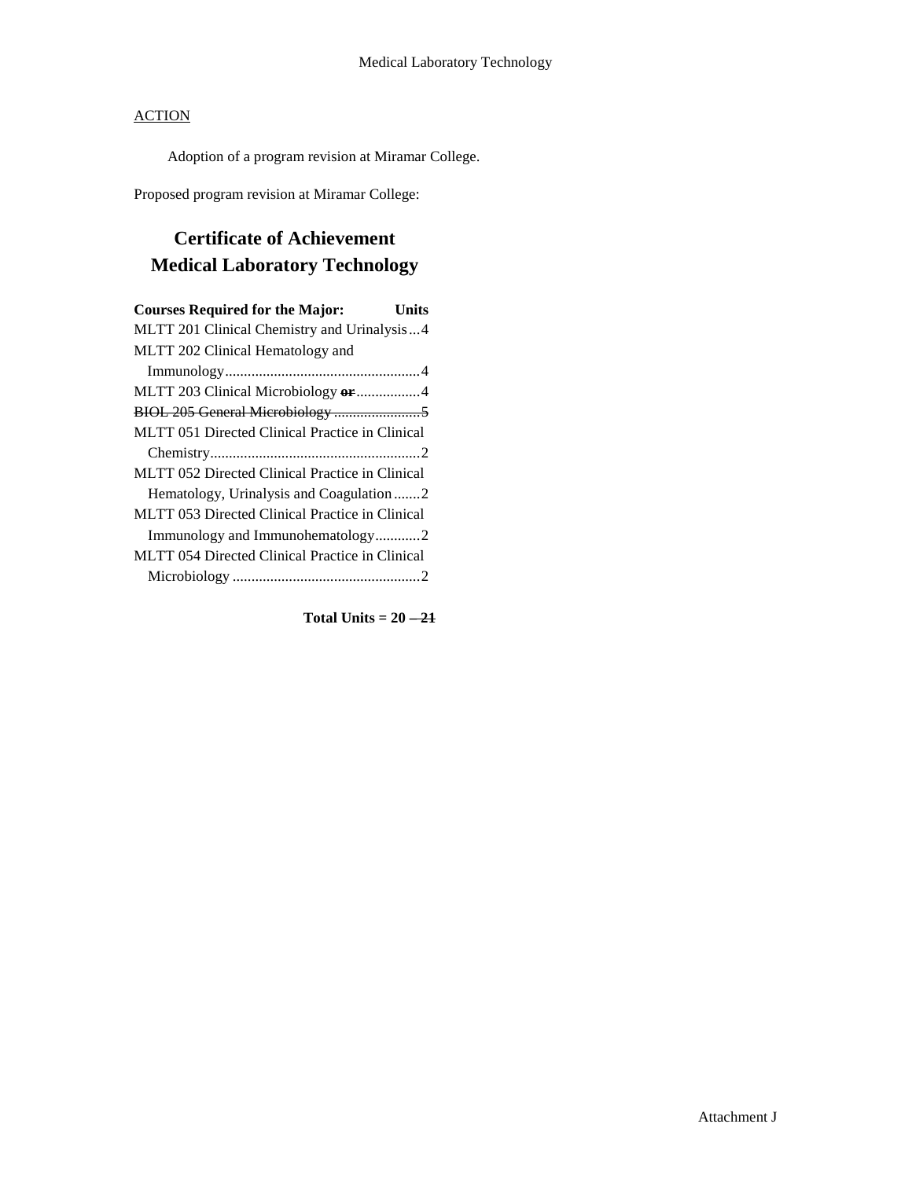ACTION

Adoption of a program revision at Miramar College.

Proposed program revision at Miramar College:

# Certificate of Achievement
# Medical Laboratory Technology

| Courses Required for the Major: | Units |
|---|---|
| MLTT 201 Clinical Chemistry and Urinalysis | 4 |
| MLTT 202 Clinical Hematology and Immunology | 4 |
| MLTT 203 Clinical Microbiology ~~or~~ | 4 |
| ~~BIOL 205 General Microbiology~~ | ~~5~~ |
| MLTT 051 Directed Clinical Practice in Clinical Chemistry | 2 |
| MLTT 052 Directed Clinical Practice in Clinical Hematology, Urinalysis and Coagulation | 2 |
| MLTT 053 Directed Clinical Practice in Clinical Immunology and Immunohematology | 2 |
| MLTT 054 Directed Clinical Practice in Clinical Microbiology | 2 |

**Total Units = 20 ~~– 21~~**

Attachment J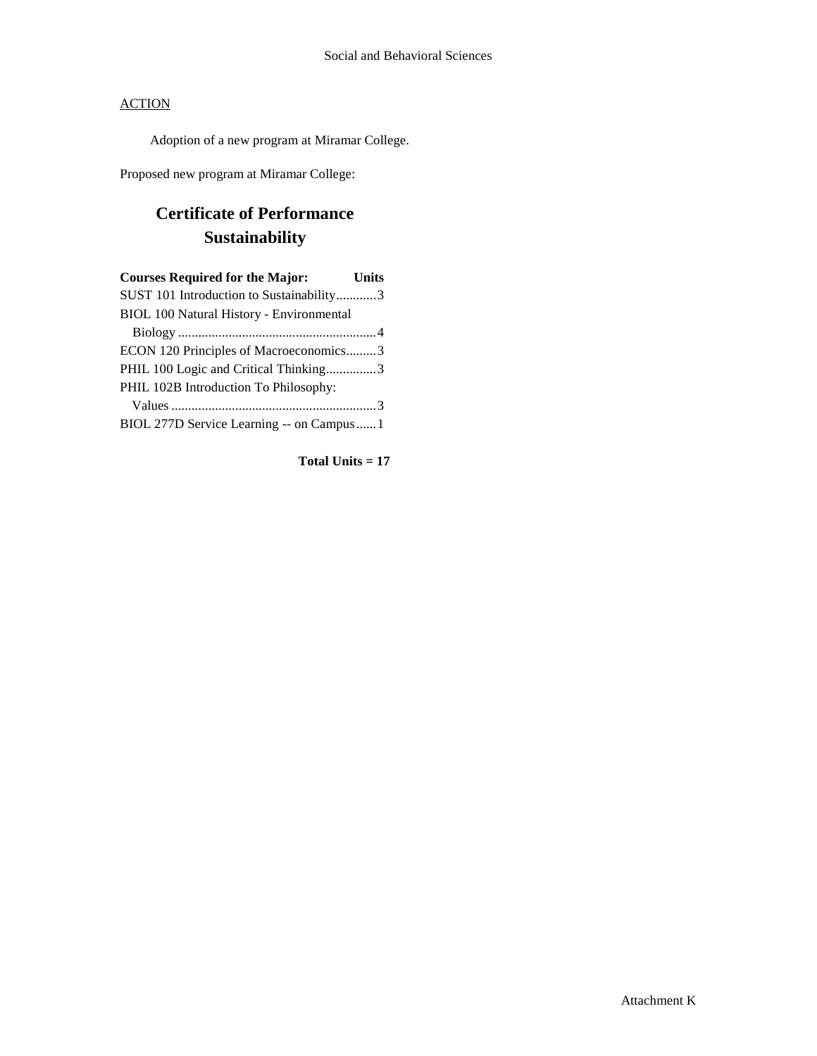ACTION

Adoption of a new program at Miramar College.

Proposed new program at Miramar College:

# Certificate of Performance
# Sustainability

| Courses Required for the Major: | Units |
|---|---|
| SUST 101 Introduction to Sustainability | 3 |
| BIOL 100 Natural History - Environmental Biology | 4 |
| ECON 120 Principles of Macroeconomics | 3 |
| PHIL 100 Logic and Critical Thinking | 3 |
| PHIL 102B Introduction To Philosophy: Values | 3 |
| BIOL 277D Service Learning -- on Campus | 1 |

**Total Units = 17**